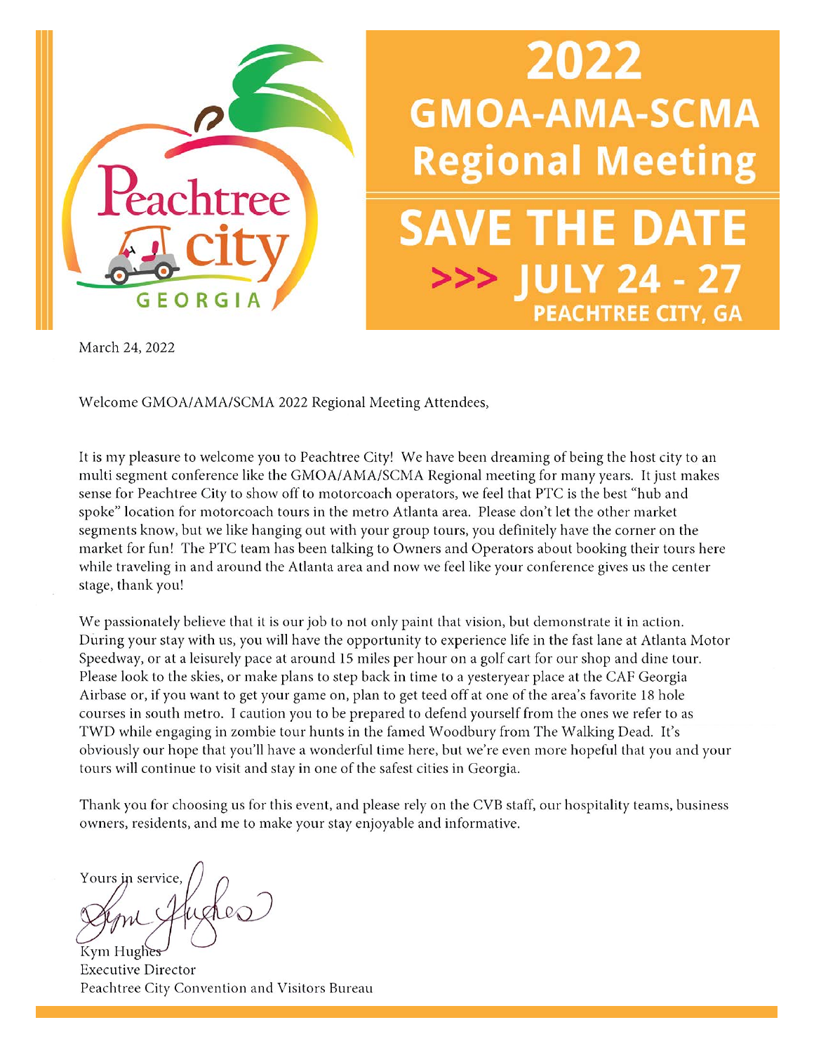Peachtree City
GEORGIA

# 2022 GMOA-AMA-SCMA Regional Meeting

## SAVE THE DATE

## >>> JULY 24 - 27

**PEACHTREE CITY, GA**

March 24, 2022

Welcome GMOA/AMA/SCMA 2022 Regional Meeting Attendees,

It is my pleasure to welcome you to Peachtree City! We have been dreaming of being the host city to an multi segment conference like the GMOA/AMA/SCMA Regional meeting for many years. It just makes sense for Peachtree City to show off to motorcoach operators, we feel that PTC is the best "hub and spoke" location for motorcoach tours in the metro Atlanta area. Please don't let the other market segments know, but we like hanging out with your group tours, you definitely have the corner on the market for fun! The PTC team has been talking to Owners and Operators about booking their tours here while traveling in and around the Atlanta area and now we feel like your conference gives us the center stage, thank you!

We passionately believe that it is our job to not only paint that vision, but demonstrate it in action. During your stay with us, you will have the opportunity to experience life in the fast lane at Atlanta Motor Speedway, or at a leisurely pace at around 15 miles per hour on a golf cart for our shop and dine tour. Please look to the skies, or make plans to step back in time to a yesteryear place at the CAF Georgia Airbase or, if you want to get your game on, plan to get teed off at one of the area's favorite 18 hole courses in south metro. I caution you to be prepared to defend yourself from the ones we refer to as TWD while engaging in zombie tour hunts in the famed Woodbury from The Walking Dead. It's obviously our hope that you'll have a wonderful time here, but we're even more hopeful that you and your tours will continue to visit and stay in one of the safest cities in Georgia.

Thank you for choosing us for this event, and please rely on the CVB staff, our hospitality teams, business owners, residents, and me to make your stay enjoyable and informative.

Yours in service,

Kym Hughes
Executive Director
Peachtree City Convention and Visitors Bureau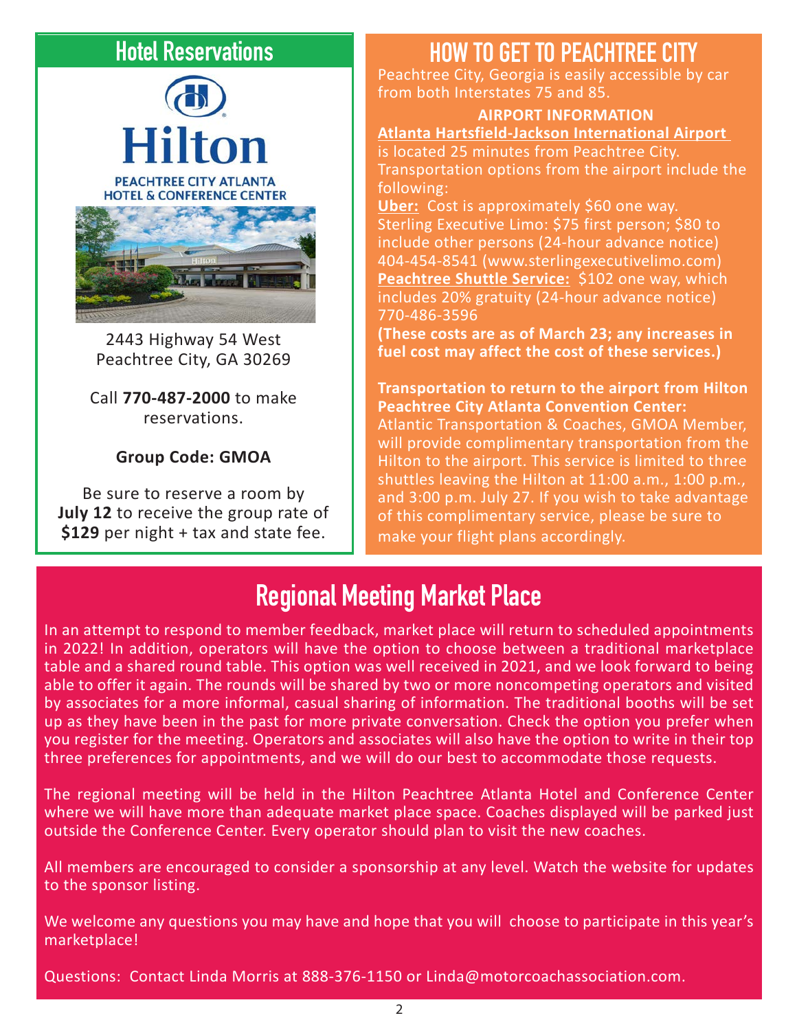## Hotel Reservations

Hilton

PEACHTREE CITY ATLANTA
HOTEL & CONFERENCE CENTER

2443 Highway 54 West
Peachtree City, GA 30269

Call **770-487-2000** to make reservations.

**Group Code: GMOA**

Be sure to reserve a room by **July 12** to receive the group rate of **$129** per night + tax and state fee.

## HOW TO GET TO PEACHTREE CITY

Peachtree City, Georgia is easily accessible by car from both Interstates 75 and 85.

**AIRPORT INFORMATION**

**Atlanta Hartsfield-Jackson International Airport** is located 25 minutes from Peachtree City. Transportation options from the airport include the following:

**Uber:** Cost is approximately $60 one way.

Sterling Executive Limo: $75 first person; $80 to include other persons (24-hour advance notice) 404-454-8541 (www.sterlingexecutivelimo.com)

**Peachtree Shuttle Service:** $102 one way, which includes 20% gratuity (24-hour advance notice) 770-486-3596

**(These costs are as of March 23; any increases in fuel cost may affect the cost of these services.)**

**Transportation to return to the airport from Hilton Peachtree City Atlanta Convention Center:**
Atlantic Transportation & Coaches, GMOA Member, will provide complimentary transportation from the Hilton to the airport. This service is limited to three shuttles leaving the Hilton at 11:00 a.m., 1:00 p.m., and 3:00 p.m. July 27. If you wish to take advantage of this complimentary service, please be sure to make your flight plans accordingly.

## Regional Meeting Market Place

In an attempt to respond to member feedback, market place will return to scheduled appointments in 2022! In addition, operators will have the option to choose between a traditional marketplace table and a shared round table. This option was well received in 2021, and we look forward to being able to offer it again. The rounds will be shared by two or more noncompeting operators and visited by associates for a more informal, casual sharing of information. The traditional booths will be set up as they have been in the past for more private conversation. Check the option you prefer when you register for the meeting. Operators and associates will also have the option to write in their top three preferences for appointments, and we will do our best to accommodate those requests.

The regional meeting will be held in the Hilton Peachtree Atlanta Hotel and Conference Center where we will have more than adequate market place space. Coaches displayed will be parked just outside the Conference Center. Every operator should plan to visit the new coaches.

All members are encouraged to consider a sponsorship at any level. Watch the website for updates to the sponsor listing.

We welcome any questions you may have and hope that you will choose to participate in this year's marketplace!

Questions: Contact Linda Morris at 888-376-1150 or Linda@motorcoachassociation.com.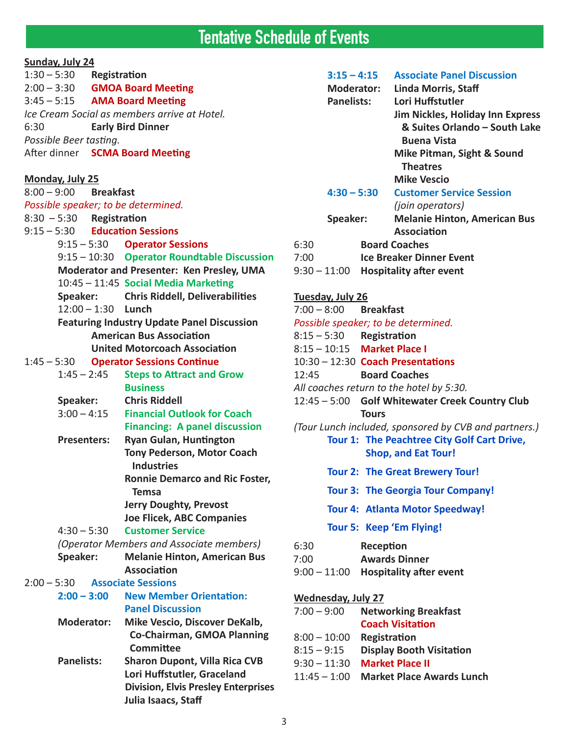# Tentative Schedule of Events

**Sunday, July 24**

1:30 – 5:30 **Registration**
2:00 – 3:30 **GMOA Board Meeting**
3:45 – 5:15 **AMA Board Meeting**
*Ice Cream Social as members arrive at Hotel.*
6:30 **Early Bird Dinner**
*Possible Beer tasting.*
After dinner **SCMA Board Meeting**

**Monday, July 25**

8:00 – 9:00 **Breakfast**
*Possible speaker; to be determined.*
8:30 – 5:30 **Registration**
9:15 – 5:30 **Education Sessions**

9:15 – 5:30 **Operator Sessions**
9:15 – 10:30 **Operator Roundtable Discussion**
**Moderator and Presenter: Ken Presley, UMA**
10:45 – 11:45 **Social Media Marketing**
**Speaker: Chris Riddell, Deliverabilities**
12:00 – 1:30 **Lunch**
**Featuring Industry Update Panel Discussion**
**American Bus Association**
**United Motorcoach Association**

1:45 – 5:30 **Operator Sessions Continue**

1:45 – 2:45 **Steps to Attract and Grow Business**
**Speaker: Chris Riddell**
3:00 – 4:15 **Financial Outlook for Coach Financing: A panel discussion**
**Presenters: Ryan Gulan, Huntington**
**Tony Pederson, Motor Coach Industries**
**Ronnie Demarco and Ric Foster, Temsa**
**Jerry Doughty, Prevost**
**Joe Flicek, ABC Companies**
4:30 – 5:30 **Customer Service**
*(Operator Members and Associate members)*
**Speaker: Melanie Hinton, American Bus Association**

2:00 – 5:30 **Associate Sessions**

**2:00 – 3:00 New Member Orientation: Panel Discussion**
**Moderator: Mike Vescio, Discover DeKalb, Co-Chairman, GMOA Planning Committee**
**Panelists: Sharon Dupont, Villa Rica CVB**
**Lori Huffstutler, Graceland Division, Elvis Presley Enterprises**
**Julia Isaacs, Staff**

**3:15 – 4:15 Associate Panel Discussion**
**Moderator: Linda Morris, Staff**
**Panelists: Lori Huffstutler**
**Jim Nickles, Holiday Inn Express & Suites Orlando – South Lake Buena Vista**
**Mike Pitman, Sight & Sound Theatres**
**Mike Vescio**

**4:30 – 5:30 Customer Service Session**
*(join operators)*
**Speaker: Melanie Hinton, American Bus Association**

6:30 **Board Coaches**
7:00 **Ice Breaker Dinner Event**
9:30 – 11:00 **Hospitality after event**

**Tuesday, July 26**

7:00 – 8:00 **Breakfast**
*Possible speaker; to be determined.*
8:15 – 5:30 **Registration**
8:15 – 10:15 **Market Place I**
10:30 – 12:30 **Coach Presentations**
12:45 **Board Coaches**
*All coaches return to the hotel by 5:30.*
12:45 – 5:00 **Golf Whitewater Creek Country Club Tours**
*(Tour Lunch included, sponsored by CVB and partners.)*

**Tour 1: The Peachtree City Golf Cart Drive, Shop, and Eat Tour!**

**Tour 2: The Great Brewery Tour!**

**Tour 3: The Georgia Tour Company!**

**Tour 4: Atlanta Motor Speedway!**

**Tour 5: Keep 'Em Flying!**

6:30 **Reception**
7:00 **Awards Dinner**
9:00 – 11:00 **Hospitality after event**

**Wednesday, July 27**

7:00 – 9:00 **Networking Breakfast**
**Coach Visitation**
8:00 – 10:00 **Registration**
8:15 – 9:15 **Display Booth Visitation**
9:30 – 11:30 **Market Place II**
11:45 – 1:00 **Market Place Awards Lunch**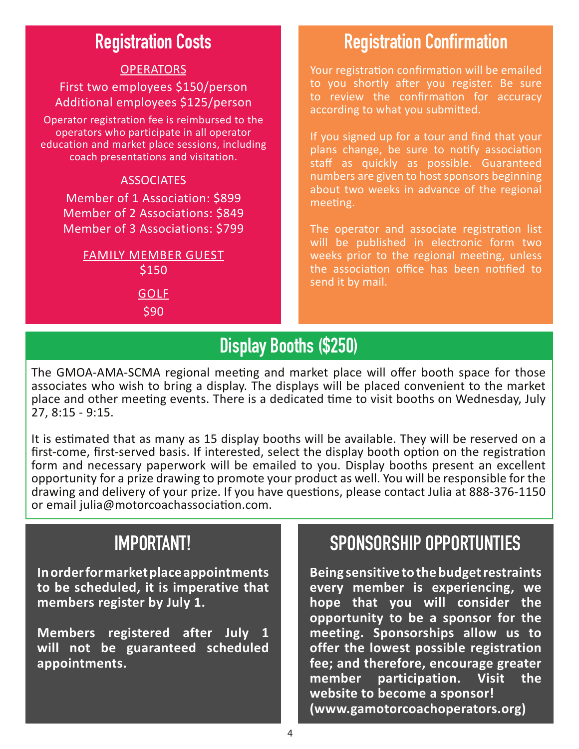## Registration Costs

OPERATORS

First two employees $150/person
Additional employees $125/person

Operator registration fee is reimbursed to the operators who participate in all operator education and market place sessions, including coach presentations and visitation.

ASSOCIATES

Member of 1 Association: $899
Member of 2 Associations: $849
Member of 3 Associations: $799

FAMILY MEMBER GUEST
$150

GOLF
$90

## Registration Confirmation

Your registration confirmation will be emailed to you shortly after you register. Be sure to review the confirmation for accuracy according to what you submitted.

If you signed up for a tour and find that your plans change, be sure to notify association staff as quickly as possible. Guaranteed numbers are given to host sponsors beginning about two weeks in advance of the regional meeting.

The operator and associate registration list will be published in electronic form two weeks prior to the regional meeting, unless the association office has been notified to send it by mail.

## Display Booths ($250)

The GMOA-AMA-SCMA regional meeting and market place will offer booth space for those associates who wish to bring a display. The displays will be placed convenient to the market place and other meeting events. There is a dedicated time to visit booths on Wednesday, July 27, 8:15 - 9:15.

It is estimated that as many as 15 display booths will be available. They will be reserved on a first-come, first-served basis. If interested, select the display booth option on the registration form and necessary paperwork will be emailed to you. Display booths present an excellent opportunity for a prize drawing to promote your product as well. You will be responsible for the drawing and delivery of your prize. If you have questions, please contact Julia at 888-376-1150 or email julia@motorcoachassociation.com.

## IMPORTANT!

**In order for market place appointments to be scheduled, it is imperative that members register by July 1.**

**Members registered after July 1 will not be guaranteed scheduled appointments.**

## SPONSORSHIP OPPORTUNTIES

**Being sensitive to the budget restraints every member is experiencing, we hope that you will consider the opportunity to be a sponsor for the meeting. Sponsorships allow us to offer the lowest possible registration fee; and therefore, encourage greater member participation. Visit the website to become a sponsor! (www.gamotorcoachoperators.org)**